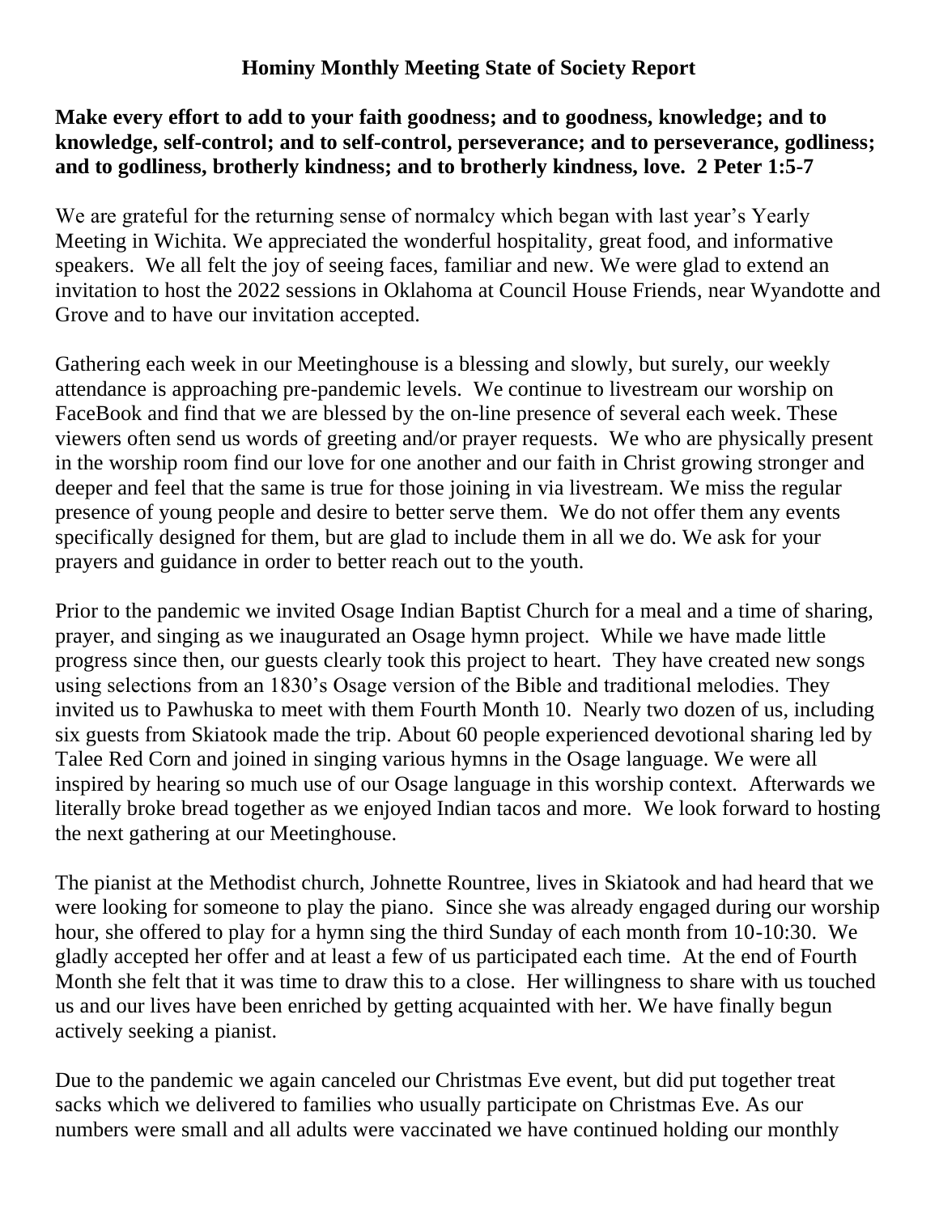# Hominy Monthly Meeting State of Society Report

**Make every effort to add to your faith goodness; and to goodness, knowledge; and to knowledge, self-control; and to self-control, perseverance; and to perseverance, godliness; and to godliness, brotherly kindness; and to brotherly kindness, love. 2 Peter 1:5-7**

We are grateful for the returning sense of normalcy which began with last year's Yearly Meeting in Wichita. We appreciated the wonderful hospitality, great food, and informative speakers. We all felt the joy of seeing faces, familiar and new. We were glad to extend an invitation to host the 2022 sessions in Oklahoma at Council House Friends, near Wyandotte and Grove and to have our invitation accepted.

Gathering each week in our Meetinghouse is a blessing and slowly, but surely, our weekly attendance is approaching pre-pandemic levels. We continue to livestream our worship on FaceBook and find that we are blessed by the on-line presence of several each week. These viewers often send us words of greeting and/or prayer requests. We who are physically present in the worship room find our love for one another and our faith in Christ growing stronger and deeper and feel that the same is true for those joining in via livestream. We miss the regular presence of young people and desire to better serve them. We do not offer them any events specifically designed for them, but are glad to include them in all we do. We ask for your prayers and guidance in order to better reach out to the youth.

Prior to the pandemic we invited Osage Indian Baptist Church for a meal and a time of sharing, prayer, and singing as we inaugurated an Osage hymn project. While we have made little progress since then, our guests clearly took this project to heart. They have created new songs using selections from an 1830's Osage version of the Bible and traditional melodies. They invited us to Pawhuska to meet with them Fourth Month 10. Nearly two dozen of us, including six guests from Skiatook made the trip. About 60 people experienced devotional sharing led by Talee Red Corn and joined in singing various hymns in the Osage language. We were all inspired by hearing so much use of our Osage language in this worship context. Afterwards we literally broke bread together as we enjoyed Indian tacos and more. We look forward to hosting the next gathering at our Meetinghouse.

The pianist at the Methodist church, Johnette Rountree, lives in Skiatook and had heard that we were looking for someone to play the piano. Since she was already engaged during our worship hour, she offered to play for a hymn sing the third Sunday of each month from 10-10:30. We gladly accepted her offer and at least a few of us participated each time. At the end of Fourth Month she felt that it was time to draw this to a close. Her willingness to share with us touched us and our lives have been enriched by getting acquainted with her. We have finally begun actively seeking a pianist.

Due to the pandemic we again canceled our Christmas Eve event, but did put together treat sacks which we delivered to families who usually participate on Christmas Eve. As our numbers were small and all adults were vaccinated we have continued holding our monthly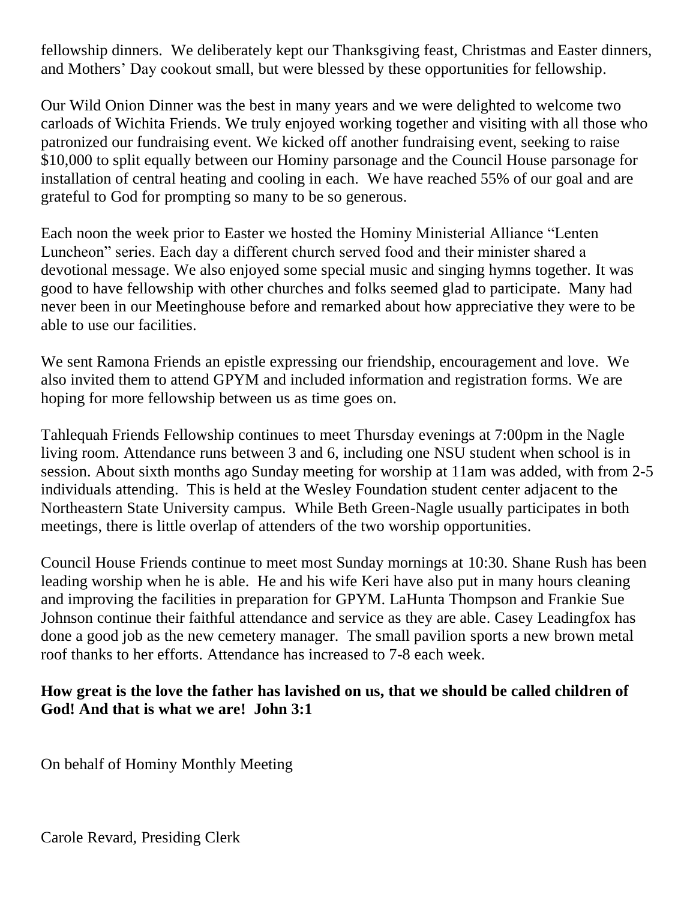fellowship dinners. We deliberately kept our Thanksgiving feast, Christmas and Easter dinners, and Mothers' Day cookout small, but were blessed by these opportunities for fellowship.

Our Wild Onion Dinner was the best in many years and we were delighted to welcome two carloads of Wichita Friends. We truly enjoyed working together and visiting with all those who patronized our fundraising event. We kicked off another fundraising event, seeking to raise $10,000 to split equally between our Hominy parsonage and the Council House parsonage for installation of central heating and cooling in each. We have reached 55% of our goal and are grateful to God for prompting so many to be so generous.

Each noon the week prior to Easter we hosted the Hominy Ministerial Alliance "Lenten Luncheon" series. Each day a different church served food and their minister shared a devotional message. We also enjoyed some special music and singing hymns together. It was good to have fellowship with other churches and folks seemed glad to participate. Many had never been in our Meetinghouse before and remarked about how appreciative they were to be able to use our facilities.

We sent Ramona Friends an epistle expressing our friendship, encouragement and love. We also invited them to attend GPYM and included information and registration forms. We are hoping for more fellowship between us as time goes on.

Tahlequah Friends Fellowship continues to meet Thursday evenings at 7:00pm in the Nagle living room. Attendance runs between 3 and 6, including one NSU student when school is in session. About sixth months ago Sunday meeting for worship at 11am was added, with from 2-5 individuals attending. This is held at the Wesley Foundation student center adjacent to the Northeastern State University campus. While Beth Green-Nagle usually participates in both meetings, there is little overlap of attenders of the two worship opportunities.

Council House Friends continue to meet most Sunday mornings at 10:30. Shane Rush has been leading worship when he is able. He and his wife Keri have also put in many hours cleaning and improving the facilities in preparation for GPYM. LaHunta Thompson and Frankie Sue Johnson continue their faithful attendance and service as they are able. Casey Leadingfox has done a good job as the new cemetery manager. The small pavilion sports a new brown metal roof thanks to her efforts. Attendance has increased to 7-8 each week.

**How great is the love the father has lavished on us, that we should be called children of God! And that is what we are! John 3:1**

On behalf of Hominy Monthly Meeting

Carole Revard, Presiding Clerk